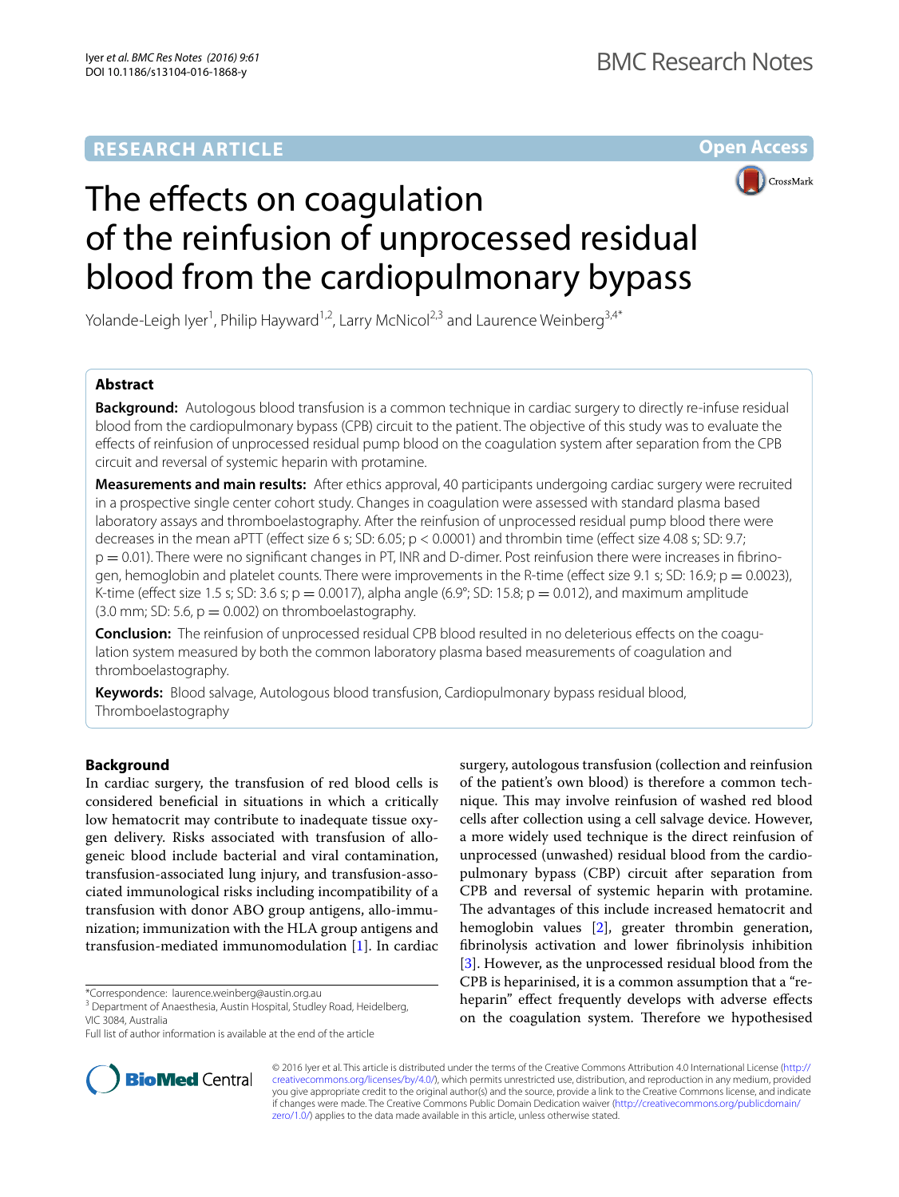RESEARCH ARTICLE

Open Access

# The effects on coagulation of the reinfusion of unprocessed residual blood from the cardiopulmonary bypass

Yolande-Leigh Iyer[1], Philip Hayward[1,2], Larry McNicol[2,3] and Laurence Weinberg[3,4*]

## Abstract

**Background:** Autologous blood transfusion is a common technique in cardiac surgery to directly re-infuse residual blood from the cardiopulmonary bypass (CPB) circuit to the patient. The objective of this study was to evaluate the effects of reinfusion of unprocessed residual pump blood on the coagulation system after separation from the CPB circuit and reversal of systemic heparin with protamine.

**Measurements and main results:** After ethics approval, 40 participants undergoing cardiac surgery were recruited in a prospective single center cohort study. Changes in coagulation were assessed with standard plasma based laboratory assays and thromboelastography. After the reinfusion of unprocessed residual pump blood there were decreases in the mean aPTT (effect size 6 s; SD: 6.05; $p < 0.0001$) and thrombin time (effect size 4.08 s; SD: 9.7; $p = 0.01$). There were no significant changes in PT, INR and D-dimer. Post reinfusion there were increases in fibrinogen, hemoglobin and platelet counts. There were improvements in the R-time (effect size 9.1 s; SD: 16.9; $p = 0.0023$), K-time (effect size 1.5 s; SD: 3.6 s; $p = 0.0017$), alpha angle (6.9°; SD: 15.8; $p = 0.012$), and maximum amplitude (3.0 mm; SD: 5.6, $p = 0.002$) on thromboelastography.

**Conclusion:** The reinfusion of unprocessed residual CPB blood resulted in no deleterious effects on the coagulation system measured by both the common laboratory plasma based measurements of coagulation and thromboelastography.

**Keywords:** Blood salvage, Autologous blood transfusion, Cardiopulmonary bypass residual blood, Thromboelastography

## Background

In cardiac surgery, the transfusion of red blood cells is considered beneficial in situations in which a critically low hematocrit may contribute to inadequate tissue oxygen delivery. Risks associated with transfusion of allogeneic blood include bacterial and viral contamination, transfusion-associated lung injury, and transfusion-associated immunological risks including incompatibility of a transfusion with donor ABO group antigens, allo-immunization; immunization with the HLA group antigens and transfusion-mediated immunomodulation [1]. In cardiac surgery, autologous transfusion (collection and reinfusion of the patient's own blood) is therefore a common technique. This may involve reinfusion of washed red blood cells after collection using a cell salvage device. However, a more widely used technique is the direct reinfusion of unprocessed (unwashed) residual blood from the cardiopulmonary bypass (CBP) circuit after separation from CPB and reversal of systemic heparin with protamine. The advantages of this include increased hematocrit and hemoglobin values [2], greater thrombin generation, fibrinolysis activation and lower fibrinolysis inhibition [3]. However, as the unprocessed residual blood from the CPB is heparinised, it is a common assumption that a "re-heparin" effect frequently develops with adverse effects on the coagulation system. Therefore we hypothesised

*Correspondence: laurence.weinberg@austin.org.au
[3] Department of Anaesthesia, Austin Hospital, Studley Road, Heidelberg, VIC 3084, Australia
Full list of author information is available at the end of the article

© 2016 Iyer et al. This article is distributed under the terms of the Creative Commons Attribution 4.0 International License (http://creativecommons.org/licenses/by/4.0/), which permits unrestricted use, distribution, and reproduction in any medium, provided you give appropriate credit to the original author(s) and the source, provide a link to the Creative Commons license, and indicate if changes were made. The Creative Commons Public Domain Dedication waiver (http://creativecommons.org/publicdomain/zero/1.0/) applies to the data made available in this article, unless otherwise stated.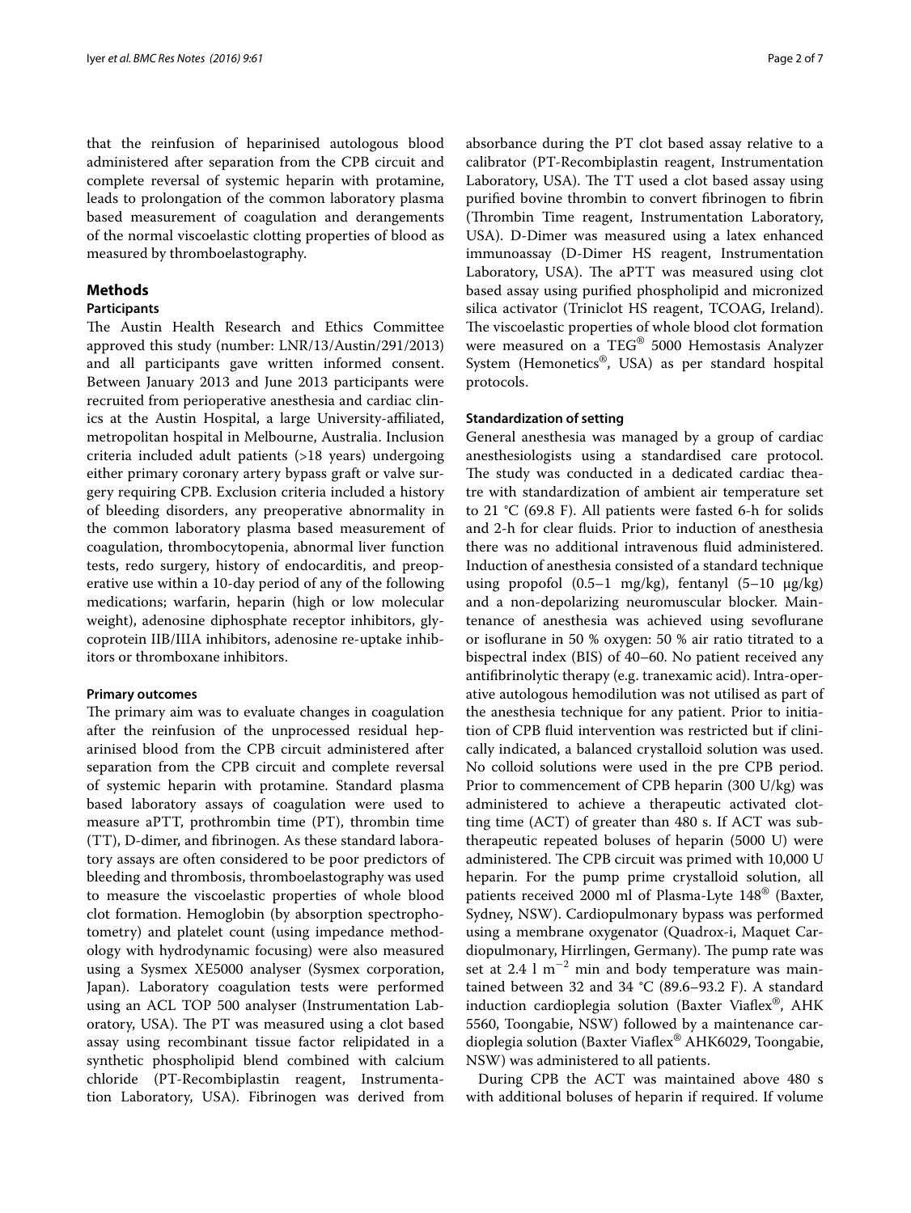that the reinfusion of heparinised autologous blood administered after separation from the CPB circuit and complete reversal of systemic heparin with protamine, leads to prolongation of the common laboratory plasma based measurement of coagulation and derangements of the normal viscoelastic clotting properties of blood as measured by thromboelastography.

## Methods

### Participants

The Austin Health Research and Ethics Committee approved this study (number: LNR/13/Austin/291/2013) and all participants gave written informed consent. Between January 2013 and June 2013 participants were recruited from perioperative anesthesia and cardiac clinics at the Austin Hospital, a large University-affiliated, metropolitan hospital in Melbourne, Australia. Inclusion criteria included adult patients (>18 years) undergoing either primary coronary artery bypass graft or valve surgery requiring CPB. Exclusion criteria included a history of bleeding disorders, any preoperative abnormality in the common laboratory plasma based measurement of coagulation, thrombocytopenia, abnormal liver function tests, redo surgery, history of endocarditis, and preoperative use within a 10-day period of any of the following medications; warfarin, heparin (high or low molecular weight), adenosine diphosphate receptor inhibitors, glycoprotein IIB/IIIA inhibitors, adenosine re-uptake inhibitors or thromboxane inhibitors.

#### Primary outcomes

The primary aim was to evaluate changes in coagulation after the reinfusion of the unprocessed residual heparinised blood from the CPB circuit administered after separation from the CPB circuit and complete reversal of systemic heparin with protamine. Standard plasma based laboratory assays of coagulation were used to measure aPTT, prothrombin time (PT), thrombin time (TT), D-dimer, and fibrinogen. As these standard laboratory assays are often considered to be poor predictors of bleeding and thrombosis, thromboelastography was used to measure the viscoelastic properties of whole blood clot formation. Hemoglobin (by absorption spectrophotometry) and platelet count (using impedance methodology with hydrodynamic focusing) were also measured using a Sysmex XE5000 analyser (Sysmex corporation, Japan). Laboratory coagulation tests were performed using an ACL TOP 500 analyser (Instrumentation Laboratory, USA). The PT was measured using a clot based assay using recombinant tissue factor relipidated in a synthetic phospholipid blend combined with calcium chloride (PT-Recombiplastin reagent, Instrumentation Laboratory, USA). Fibrinogen was derived from absorbance during the PT clot based assay relative to a calibrator (PT-Recombiplastin reagent, Instrumentation Laboratory, USA). The TT used a clot based assay using purified bovine thrombin to convert fibrinogen to fibrin (Thrombin Time reagent, Instrumentation Laboratory, USA). D-Dimer was measured using a latex enhanced immunoassay (D-Dimer HS reagent, Instrumentation Laboratory, USA). The aPTT was measured using clot based assay using purified phospholipid and micronized silica activator (Triniclot HS reagent, TCOAG, Ireland). The viscoelastic properties of whole blood clot formation were measured on a TEG® 5000 Hemostasis Analyzer System (Hemonetics®, USA) as per standard hospital protocols.

#### Standardization of setting

General anesthesia was managed by a group of cardiac anesthesiologists using a standardised care protocol. The study was conducted in a dedicated cardiac theatre with standardization of ambient air temperature set to 21 °C (69.8 F). All patients were fasted 6-h for solids and 2-h for clear fluids. Prior to induction of anesthesia there was no additional intravenous fluid administered. Induction of anesthesia consisted of a standard technique using propofol (0.5–1 mg/kg), fentanyl (5–10 μg/kg) and a non-depolarizing neuromuscular blocker. Maintenance of anesthesia was achieved using sevoflurane or isoflurane in 50 % oxygen: 50 % air ratio titrated to a bispectral index (BIS) of 40–60. No patient received any antifibrinolytic therapy (e.g. tranexamic acid). Intra-operative autologous hemodilution was not utilised as part of the anesthesia technique for any patient. Prior to initiation of CPB fluid intervention was restricted but if clinically indicated, a balanced crystalloid solution was used. No colloid solutions were used in the pre CPB period. Prior to commencement of CPB heparin (300 U/kg) was administered to achieve a therapeutic activated clotting time (ACT) of greater than 480 s. If ACT was subtherapeutic repeated boluses of heparin (5000 U) were administered. The CPB circuit was primed with 10,000 U heparin. For the pump prime crystalloid solution, all patients received 2000 ml of Plasma-Lyte 148® (Baxter, Sydney, NSW). Cardiopulmonary bypass was performed using a membrane oxygenator (Quadrox-i, Maquet Cardiopulmonary, Hirrlingen, Germany). The pump rate was set at 2.4 l $m^{-2}$ min and body temperature was maintained between 32 and 34 °C (89.6–93.2 F). A standard induction cardioplegia solution (Baxter Viaflex®, AHK 5560, Toongabie, NSW) followed by a maintenance cardioplegia solution (Baxter Viaflex® AHK6029, Toongabie, NSW) was administered to all patients.

During CPB the ACT was maintained above 480 s with additional boluses of heparin if required. If volume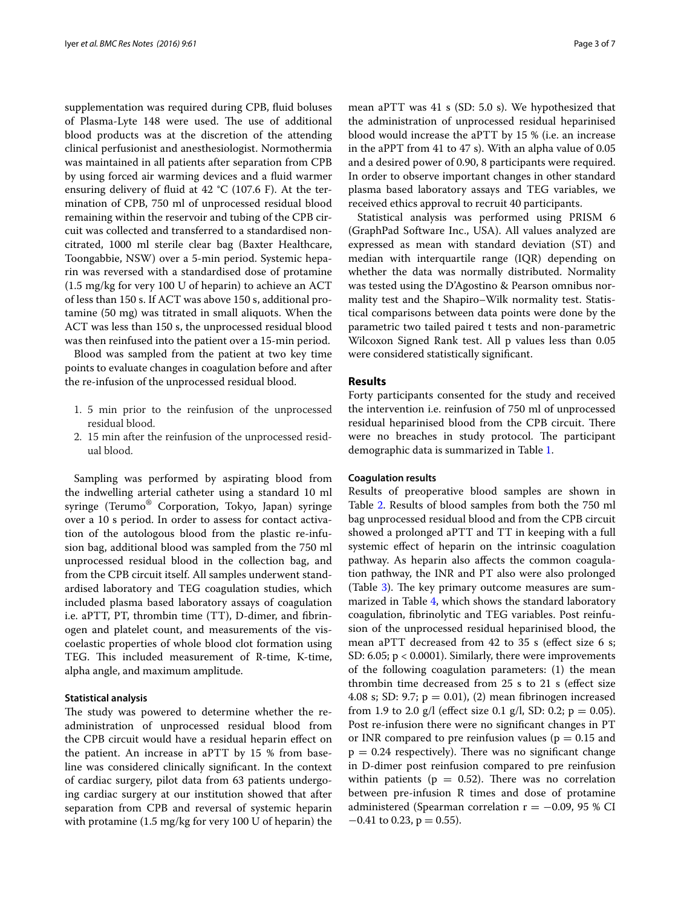supplementation was required during CPB, fluid boluses of Plasma-Lyte 148 were used. The use of additional blood products was at the discretion of the attending clinical perfusionist and anesthesiologist. Normothermia was maintained in all patients after separation from CPB by using forced air warming devices and a fluid warmer ensuring delivery of fluid at 42 °C (107.6 F). At the termination of CPB, 750 ml of unprocessed residual blood remaining within the reservoir and tubing of the CPB circuit was collected and transferred to a standardised non-citrated, 1000 ml sterile clear bag (Baxter Healthcare, Toongabbie, NSW) over a 5-min period. Systemic heparin was reversed with a standardised dose of protamine (1.5 mg/kg for very 100 U of heparin) to achieve an ACT of less than 150 s. If ACT was above 150 s, additional protamine (50 mg) was titrated in small aliquots. When the ACT was less than 150 s, the unprocessed residual blood was then reinfused into the patient over a 15-min period.

Blood was sampled from the patient at two key time points to evaluate changes in coagulation before and after the re-infusion of the unprocessed residual blood.

1. 5 min prior to the reinfusion of the unprocessed residual blood.
2. 15 min after the reinfusion of the unprocessed residual blood.

Sampling was performed by aspirating blood from the indwelling arterial catheter using a standard 10 ml syringe (Terumo® Corporation, Tokyo, Japan) syringe over a 10 s period. In order to assess for contact activation of the autologous blood from the plastic re-infusion bag, additional blood was sampled from the 750 ml unprocessed residual blood in the collection bag, and from the CPB circuit itself. All samples underwent standardised laboratory and TEG coagulation studies, which included plasma based laboratory assays of coagulation i.e. aPTT, PT, thrombin time (TT), D-dimer, and fibrinogen and platelet count, and measurements of the viscoelastic properties of whole blood clot formation using TEG. This included measurement of R-time, K-time, alpha angle, and maximum amplitude.

### Statistical analysis

The study was powered to determine whether the re-administration of unprocessed residual blood from the CPB circuit would have a residual heparin effect on the patient. An increase in aPTT by 15 % from baseline was considered clinically significant. In the context of cardiac surgery, pilot data from 63 patients undergoing cardiac surgery at our institution showed that after separation from CPB and reversal of systemic heparin with protamine (1.5 mg/kg for very 100 U of heparin) the mean aPTT was 41 s (SD: 5.0 s). We hypothesized that the administration of unprocessed residual heparinised blood would increase the aPTT by 15 % (i.e. an increase in the aPPT from 41 to 47 s). With an alpha value of 0.05 and a desired power of 0.90, 8 participants were required. In order to observe important changes in other standard plasma based laboratory assays and TEG variables, we received ethics approval to recruit 40 participants.

Statistical analysis was performed using PRISM 6 (GraphPad Software Inc., USA). All values analyzed are expressed as mean with standard deviation (ST) and median with interquartile range (IQR) depending on whether the data was normally distributed. Normality was tested using the D'Agostino & Pearson omnibus normality test and the Shapiro–Wilk normality test. Statistical comparisons between data points were done by the parametric two tailed paired t tests and non-parametric Wilcoxon Signed Rank test. All p values less than 0.05 were considered statistically significant.

## Results

Forty participants consented for the study and received the intervention i.e. reinfusion of 750 ml of unprocessed residual heparinised blood from the CPB circuit. There were no breaches in study protocol. The participant demographic data is summarized in Table 1.

### Coagulation results

Results of preoperative blood samples are shown in Table 2. Results of blood samples from both the 750 ml bag unprocessed residual blood and from the CPB circuit showed a prolonged aPTT and TT in keeping with a full systemic effect of heparin on the intrinsic coagulation pathway. As heparin also affects the common coagulation pathway, the INR and PT also were also prolonged (Table 3). The key primary outcome measures are summarized in Table 4, which shows the standard laboratory coagulation, fibrinolytic and TEG variables. Post reinfusion of the unprocessed residual heparinised blood, the mean aPTT decreased from 42 to 35 s (effect size 6 s; SD: 6.05; $p < 0.0001$). Similarly, there were improvements of the following coagulation parameters: (1) the mean thrombin time decreased from 25 s to 21 s (effect size 4.08 s; SD: 9.7; $p = 0.01$), (2) mean fibrinogen increased from 1.9 to 2.0 g/l (effect size 0.1 g/l, SD: 0.2; $p = 0.05$). Post re-infusion there were no significant changes in PT or INR compared to pre reinfusion values ($p = 0.15$ and $p = 0.24$ respectively). There was no significant change in D-dimer post reinfusion compared to pre reinfusion within patients ($p = 0.52$). There was no correlation between pre-infusion R times and dose of protamine administered (Spearman correlation $r = -0.09$, 95 % CI $-0.41$ to 0.23, $p = 0.55$).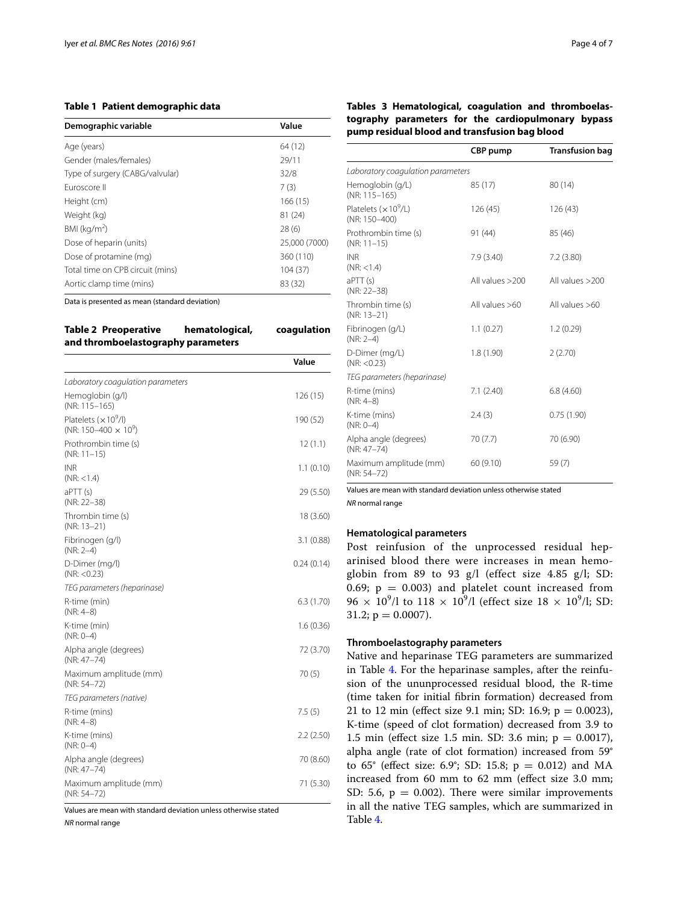**Table 1 Patient demographic data**

| Demographic variable | Value |
|---|---|
| Age (years) | 64 (12) |
| Gender (males/females) | 29/11 |
| Type of surgery (CABG/valvular) | 32/8 |
| Euroscore II | 7 (3) |
| Height (cm) | 166 (15) |
| Weight (kg) | 81 (24) |
| BMI (kg/m$^2$) | 28 (6) |
| Dose of heparin (units) | 25,000 (7000) |
| Dose of protamine (mg) | 360 (110) |
| Total time on CPB circuit (mins) | 104 (37) |
| Aortic clamp time (mins) | 83 (32) |

Data is presented as mean (standard deviation)

**Table 2 Preoperative hematological, coagulation and thromboelastography parameters**

| | Value |
|---|---|
| *Laboratory coagulation parameters* | |
| Hemoglobin (g/l) (NR: 115–165) | 126 (15) |
| Platelets ($\times 10^9$/l) (NR: 150–400 $\times$ 10$^9$) | 190 (52) |
| Prothrombin time (s) (NR: 11–15) | 12 (1.1) |
| INR (NR: <1.4) | 1.1 (0.10) |
| aPTT (s) (NR: 22–38) | 29 (5.50) |
| Thrombin time (s) (NR: 13–21) | 18 (3.60) |
| Fibrinogen (g/l) (NR: 2–4) | 3.1 (0.88) |
| D-Dimer (mg/l) (NR: <0.23) | 0.24 (0.14) |
| *TEG parameters (heparinase)* | |
| R-time (min) (NR: 4–8) | 6.3 (1.70) |
| K-time (min) (NR: 0–4) | 1.6 (0.36) |
| Alpha angle (degrees) (NR: 47–74) | 72 (3.70) |
| Maximum amplitude (mm) (NR: 54–72) | 70 (5) |
| *TEG parameters (native)* | |
| R-time (mins) (NR: 4–8) | 7.5 (5) |
| K-time (mins) (NR: 0–4) | 2.2 (2.50) |
| Alpha angle (degrees) (NR: 47–74) | 70 (8.60) |
| Maximum amplitude (mm) (NR: 54–72) | 71 (5.30) |

Values are mean with standard deviation unless otherwise stated

*NR* normal range

**Tables 3 Hematological, coagulation and thromboelastography parameters for the cardiopulmonary bypass pump residual blood and transfusion bag blood**

| | CBP pump | Transfusion bag |
|---|---|---|
| *Laboratory coagulation parameters* | | |
| Hemoglobin (g/L) (NR: 115–165) | 85 (17) | 80 (14) |
| Platelets ($\times 10^9$/L) (NR: 150–400) | 126 (45) | 126 (43) |
| Prothrombin time (s) (NR: 11–15) | 91 (44) | 85 (46) |
| INR (NR: <1.4) | 7.9 (3.40) | 7.2 (3.80) |
| aPTT (s) (NR: 22–38) | All values >200 | All values >200 |
| Thrombin time (s) (NR: 13–21) | All values >60 | All values >60 |
| Fibrinogen (g/L) (NR: 2–4) | 1.1 (0.27) | 1.2 (0.29) |
| D-Dimer (mg/L) (NR: <0.23) | 1.8 (1.90) | 2 (2.70) |
| *TEG parameters (heparinase)* | | |
| R-time (mins) (NR: 4–8) | 7.1 (2.40) | 6.8 (4.60) |
| K-time (mins) (NR: 0–4) | 2.4 (3) | 0.75 (1.90) |
| Alpha angle (degrees) (NR: 47–74) | 70 (7.7) | 70 (6.90) |
| Maximum amplitude (mm) (NR: 54–72) | 60 (9.10) | 59 (7) |

Values are mean with standard deviation unless otherwise stated

*NR* normal range

### Hematological parameters

Post reinfusion of the unprocessed residual heparinised blood there were increases in mean hemoglobin from 89 to 93 g/l (effect size 4.85 g/l; SD: 0.69; $p = 0.003$) and platelet count increased from $96 \times 10^9$/l to $118 \times 10^9$/l (effect size $18 \times 10^9$/l; SD: 31.2; $p = 0.0007$).

### Thromboelastography parameters

Native and heparinase TEG parameters are summarized in Table 4. For the heparinase samples, after the reinfusion of the ununprocessed residual blood, the R-time (time taken for initial fibrin formation) decreased from 21 to 12 min (effect size 9.1 min; SD: 16.9; $p = 0.0023$), K-time (speed of clot formation) decreased from 3.9 to 1.5 min (effect size 1.5 min. SD: 3.6 min; $p = 0.0017$), alpha angle (rate of clot formation) increased from 59° to 65° (effect size: 6.9°; SD: 15.8; $p = 0.012$) and MA increased from 60 mm to 62 mm (effect size 3.0 mm; SD: 5.6, $p = 0.002$). There were similar improvements in all the native TEG samples, which are summarized in Table 4.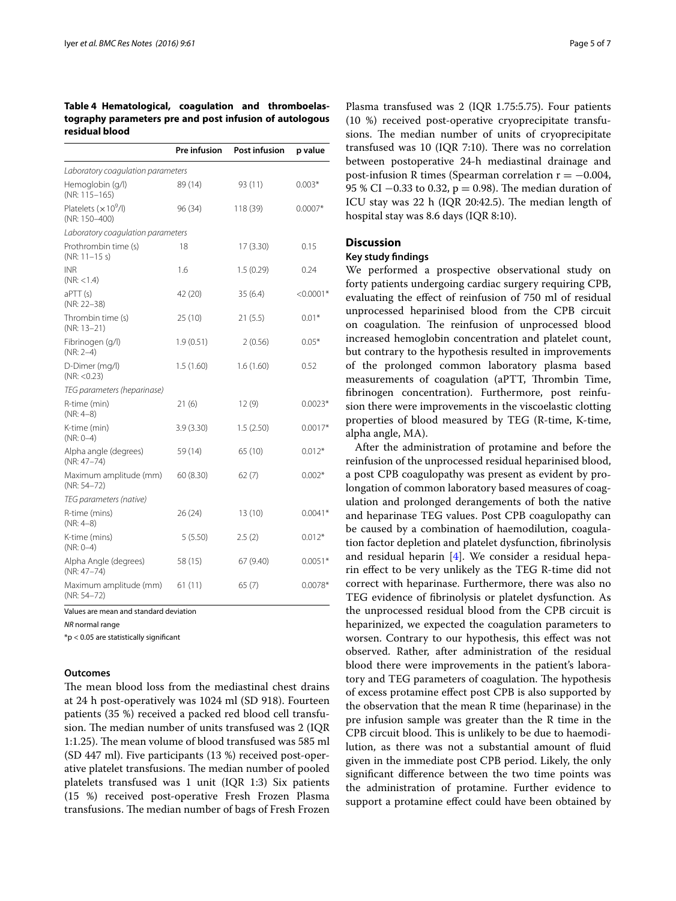**Table 4 Hematological, coagulation and thromboelastography parameters pre and post infusion of autologous residual blood**

| | Pre infusion | Post infusion | p value |
|---|---|---|---|
| *Laboratory coagulation parameters* | | | |
| Hemoglobin (g/l) (NR: 115–165) | 89 (14) | 93 (11) | 0.003* |
| Platelets ($\times 10^9$/l) (NR: 150–400) | 96 (34) | 118 (39) | 0.0007* |
| *Laboratory coagulation parameters* | | | |
| Prothrombin time (s) (NR: 11–15 s) | 18 | 17 (3.30) | 0.15 |
| INR (NR: <1.4) | 1.6 | 1.5 (0.29) | 0.24 |
| aPTT (s) (NR: 22–38) | 42 (20) | 35 (6.4) | <0.0001* |
| Thrombin time (s) (NR: 13–21) | 25 (10) | 21 (5.5) | 0.01* |
| Fibrinogen (g/l) (NR: 2–4) | 1.9 (0.51) | 2 (0.56) | 0.05* |
| D-Dimer (mg/l) (NR: <0.23) | 1.5 (1.60) | 1.6 (1.60) | 0.52 |
| *TEG parameters (heparinase)* | | | |
| R-time (min) (NR: 4–8) | 21 (6) | 12 (9) | 0.0023* |
| K-time (min) (NR: 0–4) | 3.9 (3.30) | 1.5 (2.50) | 0.0017* |
| Alpha angle (degrees) (NR: 47–74) | 59 (14) | 65 (10) | 0.012* |
| Maximum amplitude (mm) (NR: 54–72) | 60 (8.30) | 62 (7) | 0.002* |
| *TEG parameters (native)* | | | |
| R-time (mins) (NR: 4–8) | 26 (24) | 13 (10) | 0.0041* |
| K-time (mins) (NR: 0–4) | 5 (5.50) | 2.5 (2) | 0.012* |
| Alpha Angle (degrees) (NR: 47–74) | 58 (15) | 67 (9.40) | 0.0051* |
| Maximum amplitude (mm) (NR: 54–72) | 61 (11) | 65 (7) | 0.0078* |

Values are mean and standard deviation

*NR* normal range

*p < 0.05 are statistically significant

### Outcomes

The mean blood loss from the mediastinal chest drains at 24 h post-operatively was 1024 ml (SD 918). Fourteen patients (35 %) received a packed red blood cell transfusion. The median number of units transfused was 2 (IQR 1:1.25). The mean volume of blood transfused was 585 ml (SD 447 ml). Five participants (13 %) received post-operative platelet transfusions. The median number of pooled platelets transfused was 1 unit (IQR 1:3) Six patients (15 %) received post-operative Fresh Frozen Plasma transfusions. The median number of bags of Fresh Frozen Plasma transfused was 2 (IQR 1.75:5.75). Four patients (10 %) received post-operative cryoprecipitate transfusions. The median number of units of cryoprecipitate transfused was 10 (IQR 7:10). There was no correlation between postoperative 24-h mediastinal drainage and post-infusion R times (Spearman correlation $r = -0.004$, 95 % CI −0.33 to 0.32, $p = 0.98$). The median duration of ICU stay was 22 h (IQR 20:42.5). The median length of hospital stay was 8.6 days (IQR 8:10).

## Discussion

### Key study findings

We performed a prospective observational study on forty patients undergoing cardiac surgery requiring CPB, evaluating the effect of reinfusion of 750 ml of residual unprocessed heparinised blood from the CPB circuit on coagulation. The reinfusion of unprocessed blood increased hemoglobin concentration and platelet count, but contrary to the hypothesis resulted in improvements of the prolonged common laboratory plasma based measurements of coagulation (aPTT, Thrombin Time, fibrinogen concentration). Furthermore, post reinfusion there were improvements in the viscoelastic clotting properties of blood measured by TEG (R-time, K-time, alpha angle, MA).

After the administration of protamine and before the reinfusion of the unprocessed residual heparinised blood, a post CPB coagulopathy was present as evident by prolongation of common laboratory based measures of coagulation and prolonged derangements of both the native and heparinase TEG values. Post CPB coagulopathy can be caused by a combination of haemodilution, coagulation factor depletion and platelet dysfunction, fibrinolysis and residual heparin [4]. We consider a residual heparin effect to be very unlikely as the TEG R-time did not correct with heparinase. Furthermore, there was also no TEG evidence of fibrinolysis or platelet dysfunction. As the unprocessed residual blood from the CPB circuit is heparinized, we expected the coagulation parameters to worsen. Contrary to our hypothesis, this effect was not observed. Rather, after administration of the residual blood there were improvements in the patient's laboratory and TEG parameters of coagulation. The hypothesis of excess protamine effect post CPB is also supported by the observation that the mean R time (heparinase) in the pre infusion sample was greater than the R time in the CPB circuit blood. This is unlikely to be due to haemodilution, as there was not a substantial amount of fluid given in the immediate post CPB period. Likely, the only significant difference between the two time points was the administration of protamine. Further evidence to support a protamine effect could have been obtained by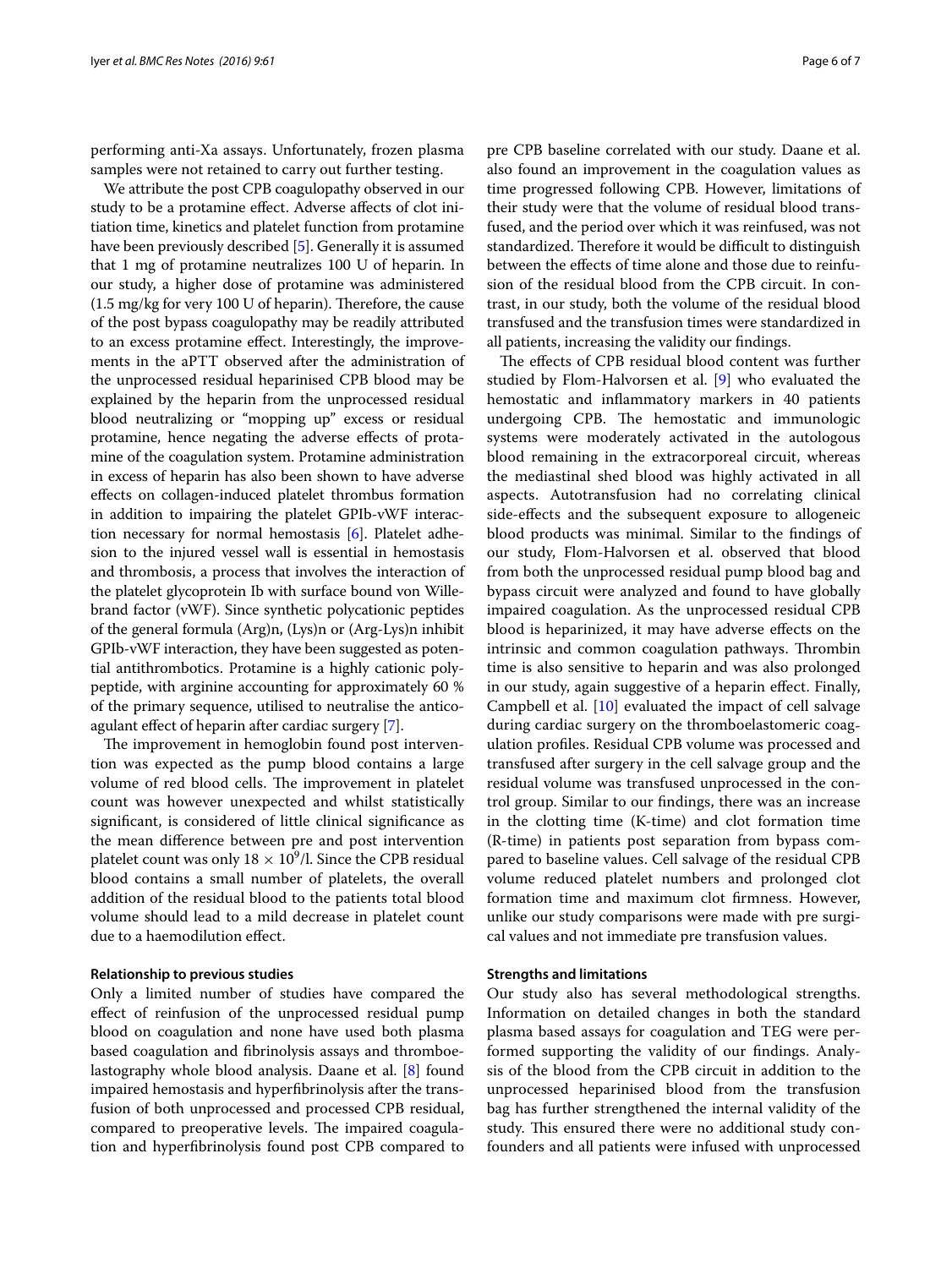performing anti-Xa assays. Unfortunately, frozen plasma samples were not retained to carry out further testing.

We attribute the post CPB coagulopathy observed in our study to be a protamine effect. Adverse affects of clot initiation time, kinetics and platelet function from protamine have been previously described [5]. Generally it is assumed that 1 mg of protamine neutralizes 100 U of heparin. In our study, a higher dose of protamine was administered (1.5 mg/kg for very 100 U of heparin). Therefore, the cause of the post bypass coagulopathy may be readily attributed to an excess protamine effect. Interestingly, the improvements in the aPTT observed after the administration of the unprocessed residual heparinised CPB blood may be explained by the heparin from the unprocessed residual blood neutralizing or "mopping up" excess or residual protamine, hence negating the adverse effects of protamine of the coagulation system. Protamine administration in excess of heparin has also been shown to have adverse effects on collagen-induced platelet thrombus formation in addition to impairing the platelet GPIb-vWF interaction necessary for normal hemostasis [6]. Platelet adhesion to the injured vessel wall is essential in hemostasis and thrombosis, a process that involves the interaction of the platelet glycoprotein Ib with surface bound von Willebrand factor (vWF). Since synthetic polycationic peptides of the general formula (Arg)n, (Lys)n or (Arg-Lys)n inhibit GPIb-vWF interaction, they have been suggested as potential antithrombotics. Protamine is a highly cationic polypeptide, with arginine accounting for approximately 60 % of the primary sequence, utilised to neutralise the anticoagulant effect of heparin after cardiac surgery [7].

The improvement in hemoglobin found post intervention was expected as the pump blood contains a large volume of red blood cells. The improvement in platelet count was however unexpected and whilst statistically significant, is considered of little clinical significance as the mean difference between pre and post intervention platelet count was only $18 \times 10^9$/l. Since the CPB residual blood contains a small number of platelets, the overall addition of the residual blood to the patients total blood volume should lead to a mild decrease in platelet count due to a haemodilution effect.

### Relationship to previous studies

Only a limited number of studies have compared the effect of reinfusion of the unprocessed residual pump blood on coagulation and none have used both plasma based coagulation and fibrinolysis assays and thromboelastography whole blood analysis. Daane et al. [8] found impaired hemostasis and hyperfibrinolysis after the transfusion of both unprocessed and processed CPB residual, compared to preoperative levels. The impaired coagulation and hyperfibrinolysis found post CPB compared to pre CPB baseline correlated with our study. Daane et al. also found an improvement in the coagulation values as time progressed following CPB. However, limitations of their study were that the volume of residual blood transfused, and the period over which it was reinfused, was not standardized. Therefore it would be difficult to distinguish between the effects of time alone and those due to reinfusion of the residual blood from the CPB circuit. In contrast, in our study, both the volume of the residual blood transfused and the transfusion times were standardized in all patients, increasing the validity our findings.

The effects of CPB residual blood content was further studied by Flom-Halvorsen et al. [9] who evaluated the hemostatic and inflammatory markers in 40 patients undergoing CPB. The hemostatic and immunologic systems were moderately activated in the autologous blood remaining in the extracorporeal circuit, whereas the mediastinal shed blood was highly activated in all aspects. Autotransfusion had no correlating clinical side-effects and the subsequent exposure to allogeneic blood products was minimal. Similar to the findings of our study, Flom-Halvorsen et al. observed that blood from both the unprocessed residual pump blood bag and bypass circuit were analyzed and found to have globally impaired coagulation. As the unprocessed residual CPB blood is heparinized, it may have adverse effects on the intrinsic and common coagulation pathways. Thrombin time is also sensitive to heparin and was also prolonged in our study, again suggestive of a heparin effect. Finally, Campbell et al. [10] evaluated the impact of cell salvage during cardiac surgery on the thromboelastomeric coagulation profiles. Residual CPB volume was processed and transfused after surgery in the cell salvage group and the residual volume was transfused unprocessed in the control group. Similar to our findings, there was an increase in the clotting time (K-time) and clot formation time (R-time) in patients post separation from bypass compared to baseline values. Cell salvage of the residual CPB volume reduced platelet numbers and prolonged clot formation time and maximum clot firmness. However, unlike our study comparisons were made with pre surgical values and not immediate pre transfusion values.

### Strengths and limitations

Our study also has several methodological strengths. Information on detailed changes in both the standard plasma based assays for coagulation and TEG were performed supporting the validity of our findings. Analysis of the blood from the CPB circuit in addition to the unprocessed heparinised blood from the transfusion bag has further strengthened the internal validity of the study. This ensured there were no additional study confounders and all patients were infused with unprocessed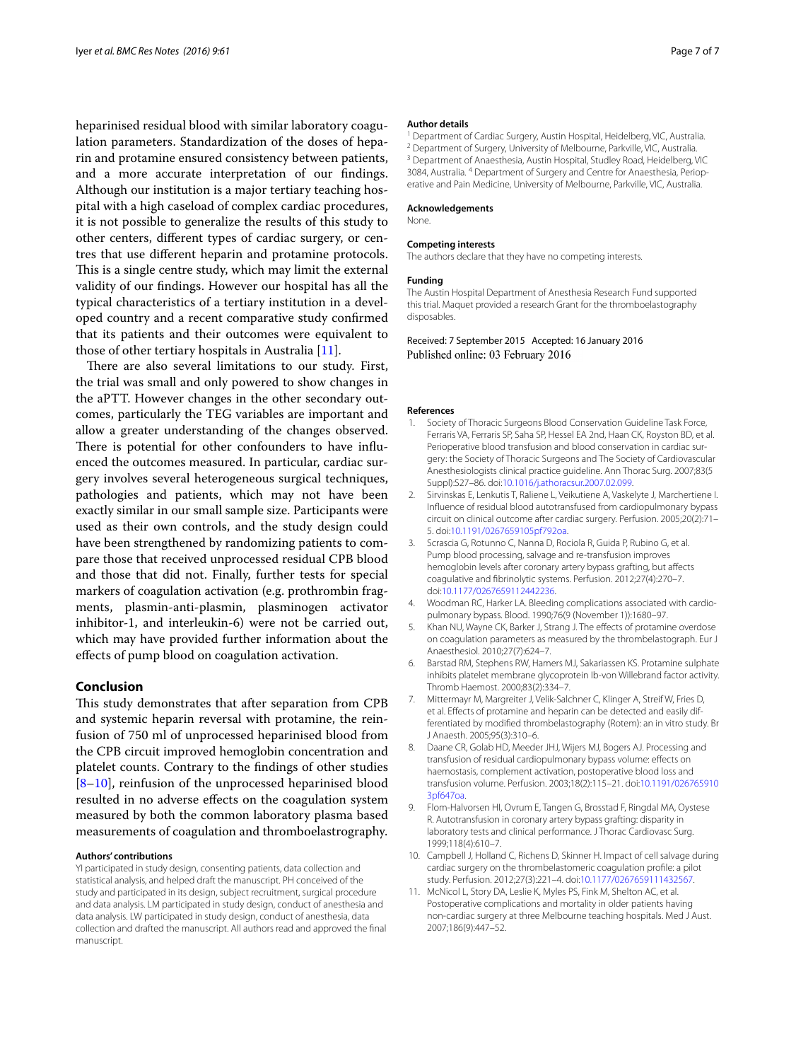heparinised residual blood with similar laboratory coagulation parameters. Standardization of the doses of heparin and protamine ensured consistency between patients, and a more accurate interpretation of our findings. Although our institution is a major tertiary teaching hospital with a high caseload of complex cardiac procedures, it is not possible to generalize the results of this study to other centers, different types of cardiac surgery, or centres that use different heparin and protamine protocols. This is a single centre study, which may limit the external validity of our findings. However our hospital has all the typical characteristics of a tertiary institution in a developed country and a recent comparative study confirmed that its patients and their outcomes were equivalent to those of other tertiary hospitals in Australia [11].

There are also several limitations to our study. First, the trial was small and only powered to show changes in the aPTT. However changes in the other secondary outcomes, particularly the TEG variables are important and allow a greater understanding of the changes observed. There is potential for other confounders to have influenced the outcomes measured. In particular, cardiac surgery involves several heterogeneous surgical techniques, pathologies and patients, which may not have been exactly similar in our small sample size. Participants were used as their own controls, and the study design could have been strengthened by randomizing patients to compare those that received unprocessed residual CPB blood and those that did not. Finally, further tests for special markers of coagulation activation (e.g. prothrombin fragments, plasmin-anti-plasmin, plasminogen activator inhibitor-1, and interleukin-6) were not be carried out, which may have provided further information about the effects of pump blood on coagulation activation.

## Conclusion

This study demonstrates that after separation from CPB and systemic heparin reversal with protamine, the reinfusion of 750 ml of unprocessed heparinised blood from the CPB circuit improved hemoglobin concentration and platelet counts. Contrary to the findings of other studies [8–10], reinfusion of the unprocessed heparinised blood resulted in no adverse effects on the coagulation system measured by both the common laboratory plasma based measurements of coagulation and thromboelastrography.

### Authors' contributions

YI participated in study design, consenting patients, data collection and statistical analysis, and helped draft the manuscript. PH conceived of the study and participated in its design, subject recruitment, surgical procedure and data analysis. LM participated in study design, conduct of anesthesia and data analysis. LW participated in study design, conduct of anesthesia, data collection and drafted the manuscript. All authors read and approved the final manuscript.

### Author details

[1] Department of Cardiac Surgery, Austin Hospital, Heidelberg, VIC, Australia. [2] Department of Surgery, University of Melbourne, Parkville, VIC, Australia. [3] Department of Anaesthesia, Austin Hospital, Studley Road, Heidelberg, VIC 3084, Australia. [4] Department of Surgery and Centre for Anaesthesia, Perioperative and Pain Medicine, University of Melbourne, Parkville, VIC, Australia.

### Acknowledgements

None.

### Competing interests

The authors declare that they have no competing interests.

### Funding

The Austin Hospital Department of Anesthesia Research Fund supported this trial. Maquet provided a research Grant for the thromboelastography disposables.

Received: 7 September 2015 Accepted: 16 January 2016
Published online: 03 February 2016

### References

1. Society of Thoracic Surgeons Blood Conservation Guideline Task Force, Ferraris VA, Ferraris SP, Saha SP, Hessel EA 2nd, Haan CK, Royston BD, et al. Perioperative blood transfusion and blood conservation in cardiac surgery: the Society of Thoracic Surgeons and The Society of Cardiovascular Anesthesiologists clinical practice guideline. Ann Thorac Surg. 2007;83(5 Suppl):S27–86. doi:10.1016/j.athoracsur.2007.02.099.
2. Sirvinskas E, Lenkutis T, Raliene L, Veikutiene A, Vaskelyte J, Marchertiene I. Influence of residual blood autotransfused from cardiopulmonary bypass circuit on clinical outcome after cardiac surgery. Perfusion. 2005;20(2):71–5. doi:10.1191/0267659105pf792oa.
3. Scrascia G, Rotunno C, Nanna D, Rociola R, Guida P, Rubino G, et al. Pump blood processing, salvage and re-transfusion improves hemoglobin levels after coronary artery bypass grafting, but affects coagulative and fibrinolytic systems. Perfusion. 2012;27(4):270–7. doi:10.1177/0267659112442236.
4. Woodman RC, Harker LA. Bleeding complications associated with cardiopulmonary bypass. Blood. 1990;76(9 (November 1)):1680–97.
5. Khan NU, Wayne CK, Barker J, Strang J. The effects of protamine overdose on coagulation parameters as measured by the thrombelastograph. Eur J Anaesthesiol. 2010;27(7):624–7.
6. Barstad RM, Stephens RW, Hamers MJ, Sakariassen KS. Protamine sulphate inhibits platelet membrane glycoprotein Ib-von Willebrand factor activity. Thromb Haemost. 2000;83(2):334–7.
7. Mittermayr M, Margreiter J, Velik-Salchner C, Klinger A, Streif W, Fries D, et al. Effects of protamine and heparin can be detected and easily differentiated by modified thrombelastography (Rotem): an in vitro study. Br J Anaesth. 2005;95(3):310–6.
8. Daane CR, Golab HD, Meeder JHJ, Wijers MJ, Bogers AJ. Processing and transfusion of residual cardiopulmonary bypass volume: effects on haemostasis, complement activation, postoperative blood loss and transfusion volume. Perfusion. 2003;18(2):115–21. doi:10.1191/0267659103pf647oa.
9. Flom-Halvorsen HI, Ovrum E, Tangen G, Brosstad F, Ringdal MA, Oystese R. Autotransfusion in coronary artery bypass grafting: disparity in laboratory tests and clinical performance. J Thorac Cardiovasc Surg. 1999;118(4):610–7.
10. Campbell J, Holland C, Richens D, Skinner H. Impact of cell salvage during cardiac surgery on the thrombelastomeric coagulation profile: a pilot study. Perfusion. 2012;27(3):221–4. doi:10.1177/0267659111432567.
11. McNicol L, Story DA, Leslie K, Myles PS, Fink M, Shelton AC, et al. Postoperative complications and mortality in older patients having non-cardiac surgery at three Melbourne teaching hospitals. Med J Aust. 2007;186(9):447–52.